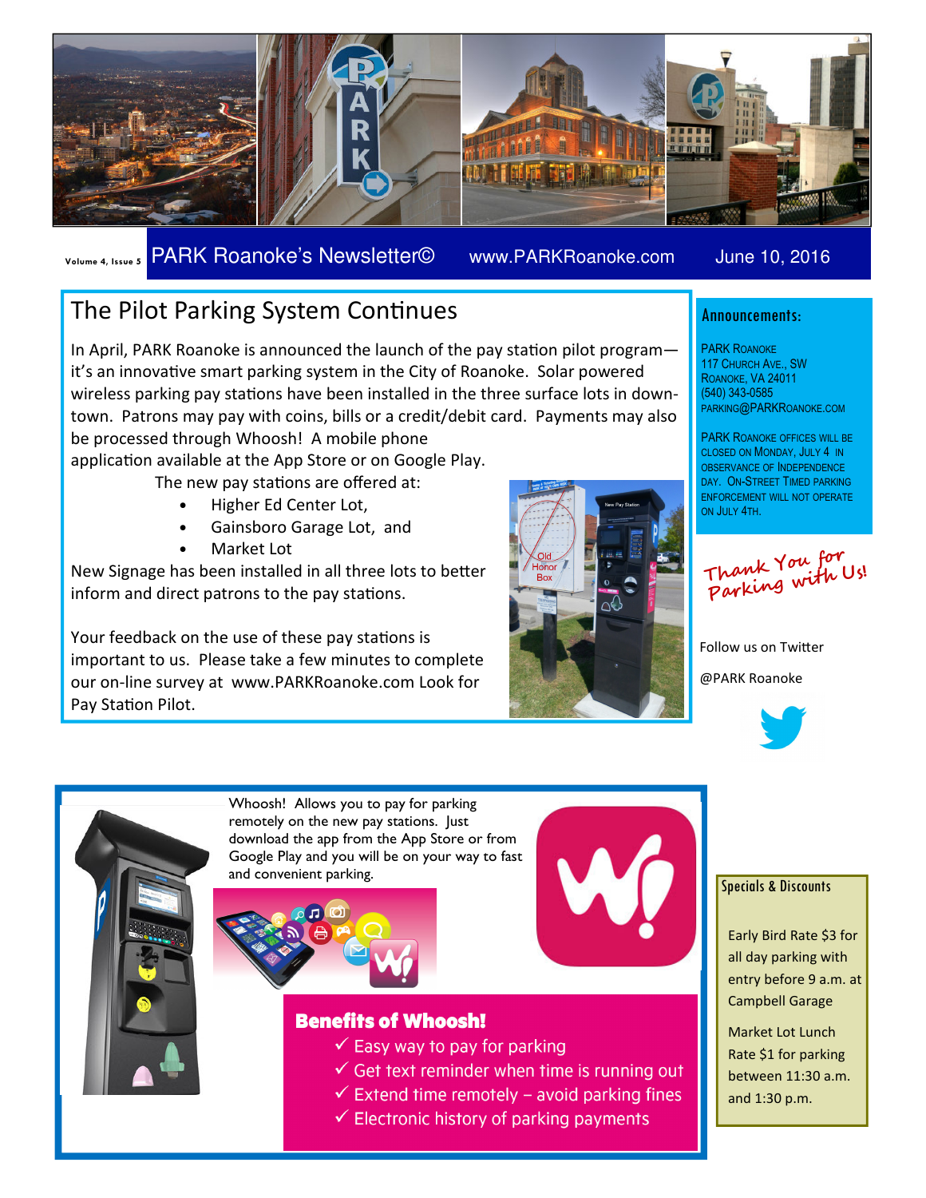Volume 4, Issue 5 PARK Roanoke's Newsletter© www.PARKRoanoke.com June 10, 2016

## The Pilot Parking System Continues

In April, PARK Roanoke is announced the launch of the pay station pilot program—it's an innovative smart parking system in the City of Roanoke. Solar powered wireless parking pay stations have been installed in the three surface lots in downtown. Patrons may pay with coins, bills or a credit/debit card. Payments may also be processed through Whoosh! A mobile phone application available at the App Store or on Google Play.

The new pay stations are offered at:

- Higher Ed Center Lot,
- Gainsboro Garage Lot, and
- Market Lot

New Signage has been installed in all three lots to better inform and direct patrons to the pay stations.

Your feedback on the use of these pay stations is important to us. Please take a few minutes to complete our on-line survey at www.PARKRoanoke.com Look for Pay Station Pilot.

Old Honor Box

New Pay Station

### Announcements:

PARK Roanoke
117 Church Ave., SW
Roanoke, VA 24011
(540) 343-0585
parking@PARKRoanoke.com

PARK Roanoke offices will be closed on Monday, July 4 in observance of Independence Day. On-Street Timed Parking enforcement will not operate on July 4th.

Thank You for Parking with Us!

Follow us on Twitter

@PARK Roanoke

Whoosh! Allows you to pay for parking remotely on the new pay stations. Just download the app from the App Store or from Google Play and you will be on your way to fast and convenient parking.

### Benefits of Whoosh!

- ✓ Easy way to pay for parking
- ✓ Get text reminder when time is running out
- ✓ Extend time remotely – avoid parking fines
- ✓ Electronic history of parking payments

### Specials & Discounts

Early Bird Rate $3 for all day parking with entry before 9 a.m. at Campbell Garage

Market Lot Lunch Rate $1 for parking between 11:30 a.m. and 1:30 p.m.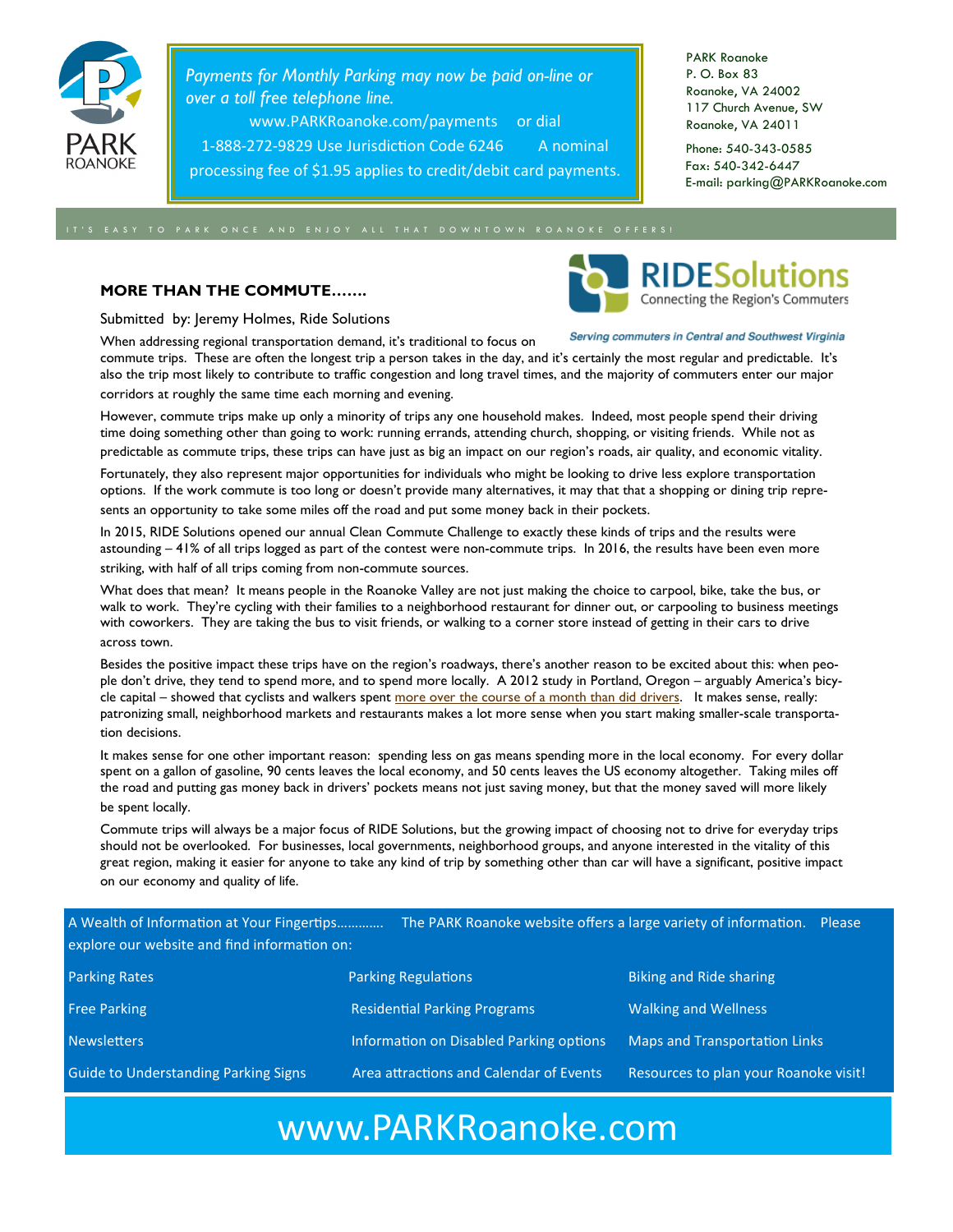*Payments for Monthly Parking may now be paid on-line or over a toll free telephone line.*

www.PARKRoanoke.com/payments or dial 1-888-272-9829 Use Jurisdiction Code 6246 A nominal processing fee of $1.95 applies to credit/debit card payments.

PARK Roanoke
P. O. Box 83
Roanoke, VA 24002
117 Church Avenue, SW
Roanoke, VA 24011

Phone: 540-343-0585
Fax: 540-342-6447
E-mail: parking@PARKRoanoke.com

IT'S EASY TO PARK ONCE AND ENJOY ALL THAT DOWNTOWN ROANOKE OFFERS!

## MORE THAN THE COMMUTE…….

RIDESolutions — Connecting the Region's Commuters

*Serving commuters in Central and Southwest Virginia*

Submitted by: Jeremy Holmes, Ride Solutions

When addressing regional transportation demand, it's traditional to focus on commute trips. These are often the longest trip a person takes in the day, and it's certainly the most regular and predictable. It's also the trip most likely to contribute to traffic congestion and long travel times, and the majority of commuters enter our major corridors at roughly the same time each morning and evening.

However, commute trips make up only a minority of trips any one household makes. Indeed, most people spend their driving time doing something other than going to work: running errands, attending church, shopping, or visiting friends. While not as predictable as commute trips, these trips can have just as big an impact on our region's roads, air quality, and economic vitality.

Fortunately, they also represent major opportunities for individuals who might be looking to drive less explore transportation options. If the work commute is too long or doesn't provide many alternatives, it may that that a shopping or dining trip represents an opportunity to take some miles off the road and put some money back in their pockets.

In 2015, RIDE Solutions opened our annual Clean Commute Challenge to exactly these kinds of trips and the results were astounding – 41% of all trips logged as part of the contest were non-commute trips. In 2016, the results have been even more striking, with half of all trips coming from non-commute sources.

What does that mean? It means people in the Roanoke Valley are not just making the choice to carpool, bike, take the bus, or walk to work. They're cycling with their families to a neighborhood restaurant for dinner out, or carpooling to business meetings with coworkers. They are taking the bus to visit friends, or walking to a corner store instead of getting in their cars to drive across town.

Besides the positive impact these trips have on the region's roadways, there's another reason to be excited about this: when people don't drive, they tend to spend more, and to spend more locally. A 2012 study in Portland, Oregon – arguably America's bicycle capital – showed that cyclists and walkers spent more over the course of a month than did drivers. It makes sense, really: patronizing small, neighborhood markets and restaurants makes a lot more sense when you start making smaller-scale transportation decisions.

It makes sense for one other important reason: spending less on gas means spending more in the local economy. For every dollar spent on a gallon of gasoline, 90 cents leaves the local economy, and 50 cents leaves the US economy altogether. Taking miles off the road and putting gas money back in drivers' pockets means not just saving money, but that the money saved will more likely be spent locally.

Commute trips will always be a major focus of RIDE Solutions, but the growing impact of choosing not to drive for everyday trips should not be overlooked. For businesses, local governments, neighborhood groups, and anyone interested in the vitality of this great region, making it easier for anyone to take any kind of trip by something other than car will have a significant, positive impact on our economy and quality of life.

A Wealth of Information at Your Fingertips………… The PARK Roanoke website offers a large variety of information. Please explore our website and find information on:

| | | |
|---|---|---|
| Parking Rates | Parking Regulations | Biking and Ride sharing |
| Free Parking | Residential Parking Programs | Walking and Wellness |
| Newsletters | Information on Disabled Parking options | Maps and Transportation Links |
| Guide to Understanding Parking Signs | Area attractions and Calendar of Events | Resources to plan your Roanoke visit! |

# www.PARKRoanoke.com